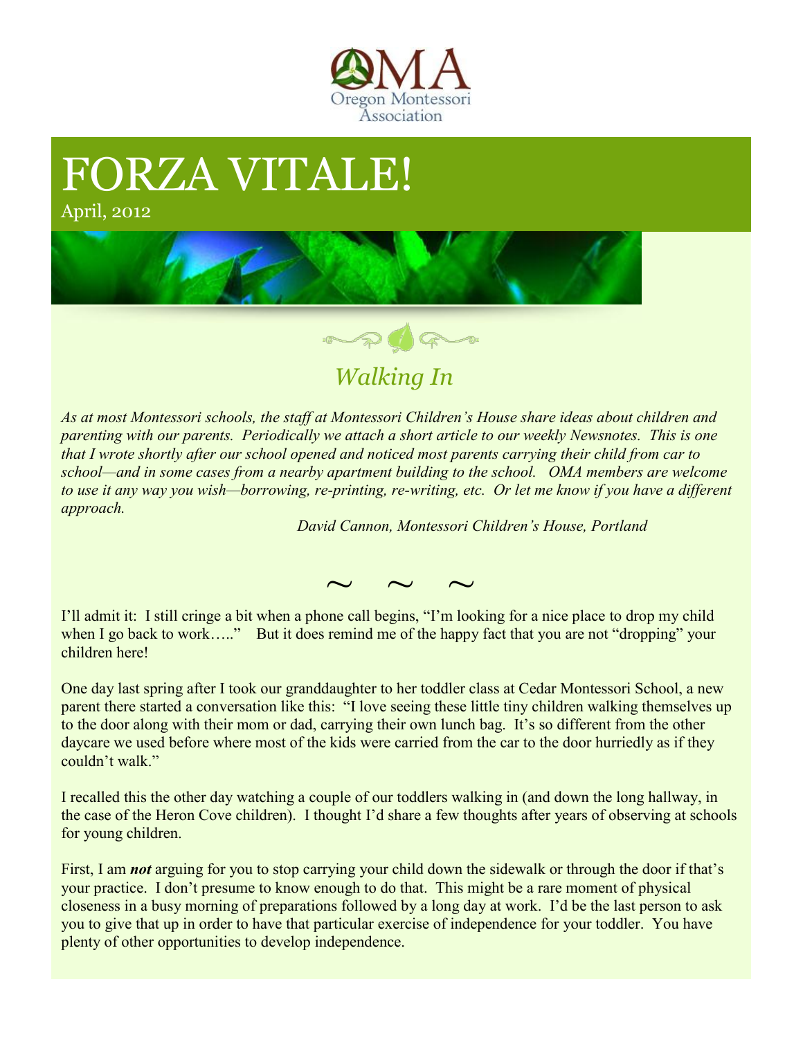OMA
Oregon Montessori Association

# FORZA VITALE!

April, 2012

## *Walking In*

*As at most Montessori schools, the staff at Montessori Children's House share ideas about children and parenting with our parents. Periodically we attach a short article to our weekly Newsnotes. This is one that I wrote shortly after our school opened and noticed most parents carrying their child from car to school—and in some cases from a nearby apartment building to the school. OMA members are welcome to use it any way you wish—borrowing, re-printing, re-writing, etc. Or let me know if you have a different approach.*

*David Cannon, Montessori Children's House, Portland*

~ ~ ~

I'll admit it: I still cringe a bit when a phone call begins, "I'm looking for a nice place to drop my child when I go back to work….." But it does remind me of the happy fact that you are not "dropping" your children here!

One day last spring after I took our granddaughter to her toddler class at Cedar Montessori School, a new parent there started a conversation like this: "I love seeing these little tiny children walking themselves up to the door along with their mom or dad, carrying their own lunch bag. It's so different from the other daycare we used before where most of the kids were carried from the car to the door hurriedly as if they couldn't walk."

I recalled this the other day watching a couple of our toddlers walking in (and down the long hallway, in the case of the Heron Cove children). I thought I'd share a few thoughts after years of observing at schools for young children.

First, I am ***not*** arguing for you to stop carrying your child down the sidewalk or through the door if that's your practice. I don't presume to know enough to do that. This might be a rare moment of physical closeness in a busy morning of preparations followed by a long day at work. I'd be the last person to ask you to give that up in order to have that particular exercise of independence for your toddler. You have plenty of other opportunities to develop independence.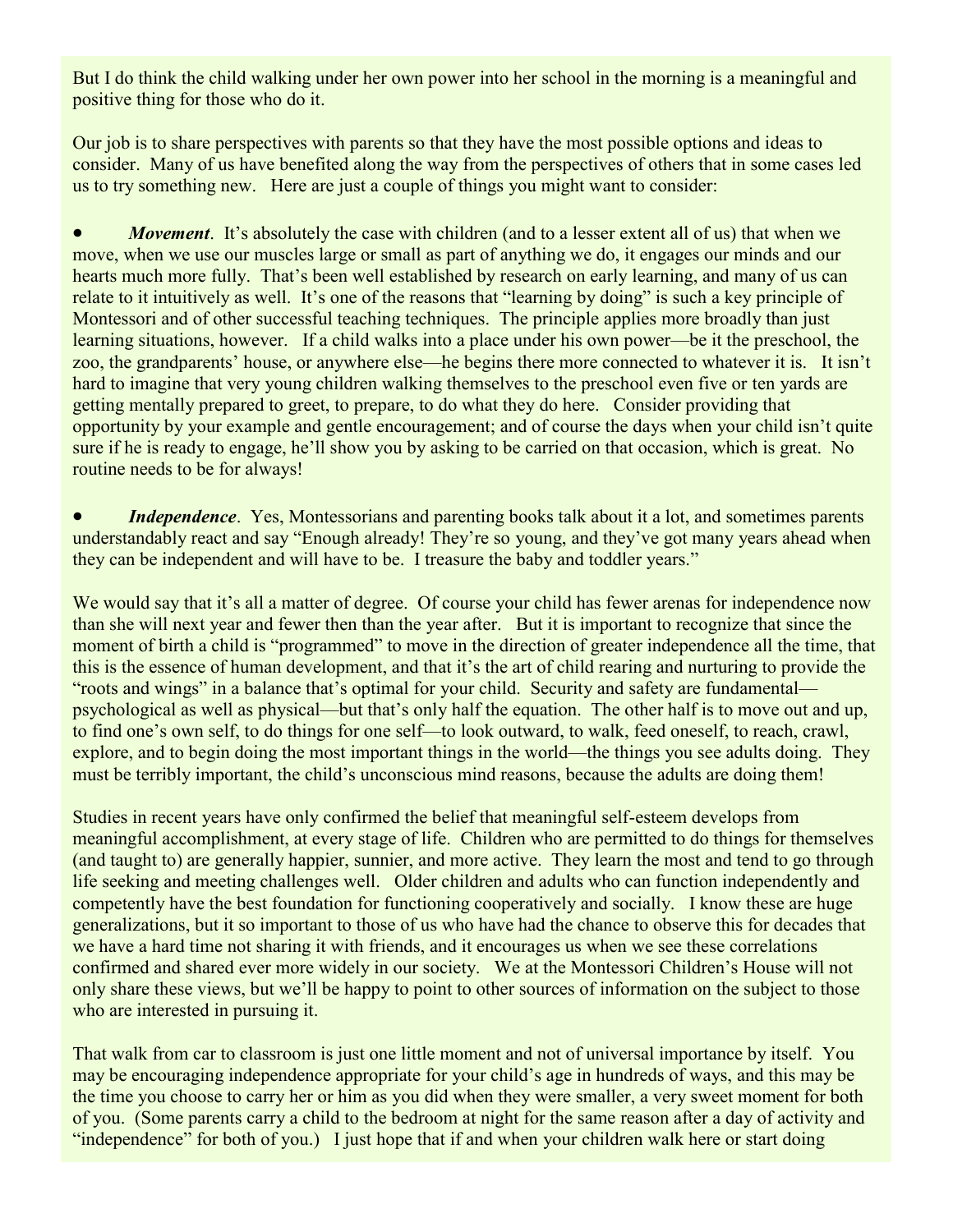But I do think the child walking under her own power into her school in the morning is a meaningful and positive thing for those who do it.

Our job is to share perspectives with parents so that they have the most possible options and ideas to consider. Many of us have benefited along the way from the perspectives of others that in some cases led us to try something new. Here are just a couple of things you might want to consider:

- ***Movement***. It's absolutely the case with children (and to a lesser extent all of us) that when we move, when we use our muscles large or small as part of anything we do, it engages our minds and our hearts much more fully. That's been well established by research on early learning, and many of us can relate to it intuitively as well. It's one of the reasons that "learning by doing" is such a key principle of Montessori and of other successful teaching techniques. The principle applies more broadly than just learning situations, however. If a child walks into a place under his own power—be it the preschool, the zoo, the grandparents' house, or anywhere else—he begins there more connected to whatever it is. It isn't hard to imagine that very young children walking themselves to the preschool even five or ten yards are getting mentally prepared to greet, to prepare, to do what they do here. Consider providing that opportunity by your example and gentle encouragement; and of course the days when your child isn't quite sure if he is ready to engage, he'll show you by asking to be carried on that occasion, which is great. No routine needs to be for always!

- ***Independence***. Yes, Montessorians and parenting books talk about it a lot, and sometimes parents understandably react and say "Enough already! They're so young, and they've got many years ahead when they can be independent and will have to be. I treasure the baby and toddler years."

We would say that it's all a matter of degree. Of course your child has fewer arenas for independence now than she will next year and fewer then than the year after. But it is important to recognize that since the moment of birth a child is "programmed" to move in the direction of greater independence all the time, that this is the essence of human development, and that it's the art of child rearing and nurturing to provide the "roots and wings" in a balance that's optimal for your child. Security and safety are fundamental—psychological as well as physical—but that's only half the equation. The other half is to move out and up, to find one's own self, to do things for one self—to look outward, to walk, feed oneself, to reach, crawl, explore, and to begin doing the most important things in the world—the things you see adults doing. They must be terribly important, the child's unconscious mind reasons, because the adults are doing them!

Studies in recent years have only confirmed the belief that meaningful self-esteem develops from meaningful accomplishment, at every stage of life. Children who are permitted to do things for themselves (and taught to) are generally happier, sunnier, and more active. They learn the most and tend to go through life seeking and meeting challenges well. Older children and adults who can function independently and competently have the best foundation for functioning cooperatively and socially. I know these are huge generalizations, but it so important to those of us who have had the chance to observe this for decades that we have a hard time not sharing it with friends, and it encourages us when we see these correlations confirmed and shared ever more widely in our society. We at the Montessori Children's House will not only share these views, but we'll be happy to point to other sources of information on the subject to those who are interested in pursuing it.

That walk from car to classroom is just one little moment and not of universal importance by itself. You may be encouraging independence appropriate for your child's age in hundreds of ways, and this may be the time you choose to carry her or him as you did when they were smaller, a very sweet moment for both of you. (Some parents carry a child to the bedroom at night for the same reason after a day of activity and "independence" for both of you.) I just hope that if and when your children walk here or start doing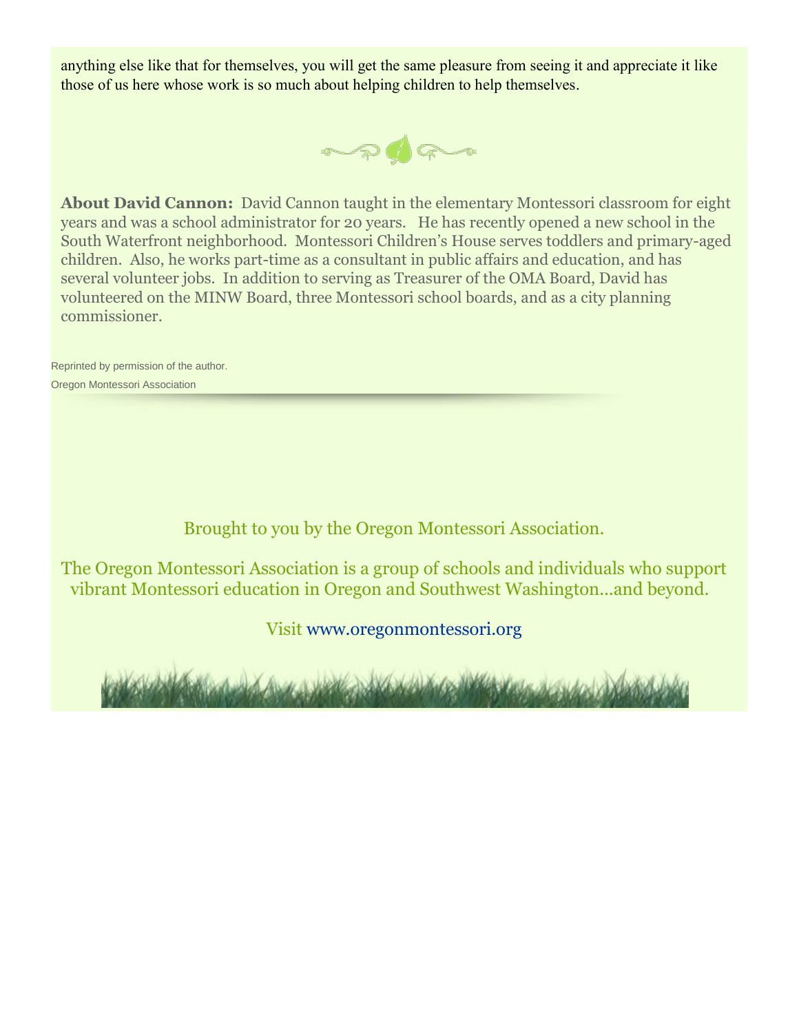anything else like that for themselves, you will get the same pleasure from seeing it and appreciate it like those of us here whose work is so much about helping children to help themselves.

**About David Cannon:** David Cannon taught in the elementary Montessori classroom for eight years and was a school administrator for 20 years. He has recently opened a new school in the South Waterfront neighborhood. Montessori Children's House serves toddlers and primary-aged children. Also, he works part-time as a consultant in public affairs and education, and has several volunteer jobs. In addition to serving as Treasurer of the OMA Board, David has volunteered on the MINW Board, three Montessori school boards, and as a city planning commissioner.

Reprinted by permission of the author.

Oregon Montessori Association

Brought to you by the Oregon Montessori Association.

The Oregon Montessori Association is a group of schools and individuals who support vibrant Montessori education in Oregon and Southwest Washington…and beyond.

Visit www.oregonmontessori.org